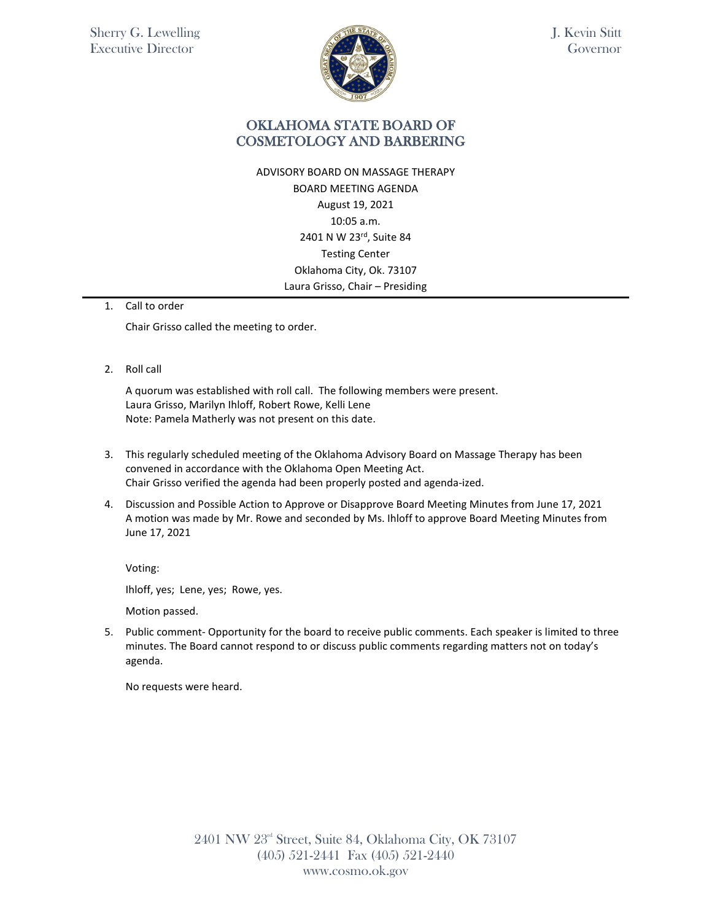Sherry G. Lewelling
Executive Director

J. Kevin Stitt
Governor

# OKLAHOMA STATE BOARD OF COSMETOLOGY AND BARBERING

ADVISORY BOARD ON MASSAGE THERAPY
BOARD MEETING AGENDA
August 19, 2021
10:05 a.m.
2401 N W 23rd, Suite 84
Testing Center
Oklahoma City, Ok. 73107
Laura Grisso, Chair – Presiding

---

1. Call to order

   Chair Grisso called the meeting to order.

2. Roll call

   A quorum was established with roll call. The following members were present.
   Laura Grisso, Marilyn Ihloff, Robert Rowe, Kelli Lene
   Note: Pamela Matherly was not present on this date.

3. This regularly scheduled meeting of the Oklahoma Advisory Board on Massage Therapy has been convened in accordance with the Oklahoma Open Meeting Act.
   Chair Grisso verified the agenda had been properly posted and agenda-ized.

4. Discussion and Possible Action to Approve or Disapprove Board Meeting Minutes from June 17, 2021
   A motion was made by Mr. Rowe and seconded by Ms. Ihloff to approve Board Meeting Minutes from June 17, 2021

   Voting:

   Ihloff, yes; Lene, yes; Rowe, yes.

   Motion passed.

5. Public comment- Opportunity for the board to receive public comments. Each speaker is limited to three minutes. The Board cannot respond to or discuss public comments regarding matters not on today's agenda.

   No requests were heard.

2401 NW 23rd Street, Suite 84, Oklahoma City, OK 73107
(405) 521-2441 Fax (405) 521-2440
www.cosmo.ok.gov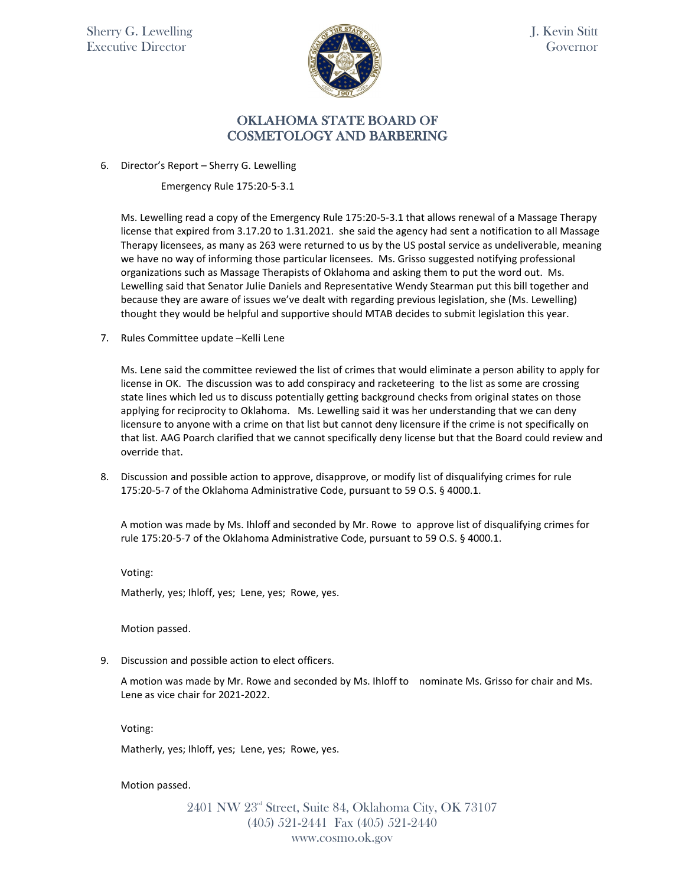6. Director's Report – Sherry G. Lewelling

   Emergency Rule 175:20-5-3.1

   Ms. Lewelling read a copy of the Emergency Rule 175:20-5-3.1 that allows renewal of a Massage Therapy license that expired from 3.17.20 to 1.31.2021. she said the agency had sent a notification to all Massage Therapy licensees, as many as 263 were returned to us by the US postal service as undeliverable, meaning we have no way of informing those particular licensees. Ms. Grisso suggested notifying professional organizations such as Massage Therapists of Oklahoma and asking them to put the word out. Ms. Lewelling said that Senator Julie Daniels and Representative Wendy Stearman put this bill together and because they are aware of issues we've dealt with regarding previous legislation, she (Ms. Lewelling) thought they would be helpful and supportive should MTAB decides to submit legislation this year.

7. Rules Committee update –Kelli Lene

   Ms. Lene said the committee reviewed the list of crimes that would eliminate a person ability to apply for license in OK. The discussion was to add conspiracy and racketeering to the list as some are crossing state lines which led us to discuss potentially getting background checks from original states on those applying for reciprocity to Oklahoma. Ms. Lewelling said it was her understanding that we can deny licensure to anyone with a crime on that list but cannot deny licensure if the crime is not specifically on that list. AAG Poarch clarified that we cannot specifically deny license but that the Board could review and override that.

8. Discussion and possible action to approve, disapprove, or modify list of disqualifying crimes for rule 175:20-5-7 of the Oklahoma Administrative Code, pursuant to 59 O.S. § 4000.1.

   A motion was made by Ms. Ihloff and seconded by Mr. Rowe to approve list of disqualifying crimes for rule 175:20-5-7 of the Oklahoma Administrative Code, pursuant to 59 O.S. § 4000.1.

   Voting:

   Matherly, yes; Ihloff, yes; Lene, yes; Rowe, yes.

   Motion passed.

9. Discussion and possible action to elect officers.

   A motion was made by Mr. Rowe and seconded by Ms. Ihloff to nominate Ms. Grisso for chair and Ms. Lene as vice chair for 2021-2022.

   Voting:

   Matherly, yes; Ihloff, yes; Lene, yes; Rowe, yes.

   Motion passed.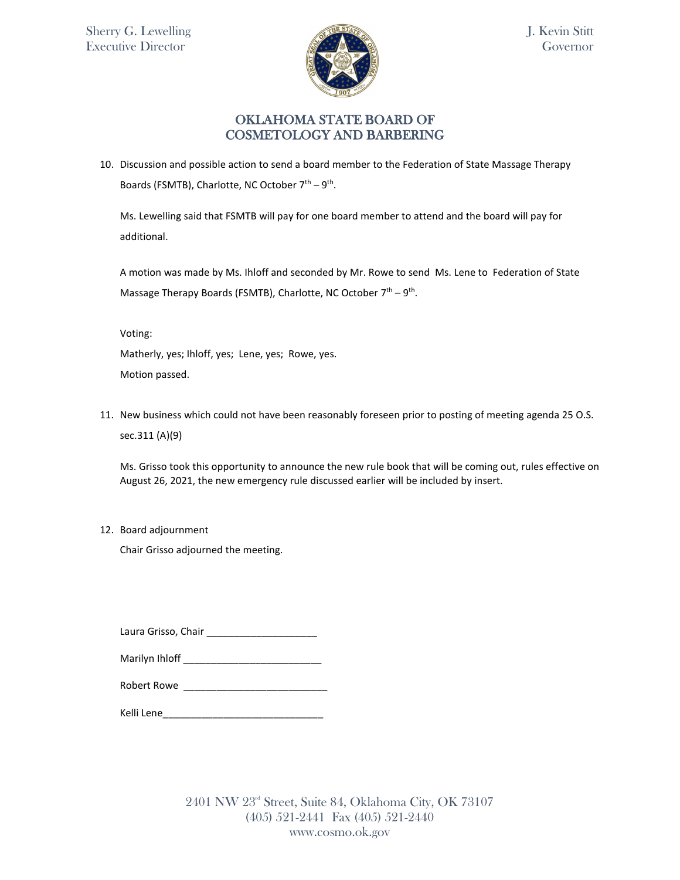10. Discussion and possible action to send a board member to the Federation of State Massage Therapy Boards (FSMTB), Charlotte, NC October 7th – 9th.

    Ms. Lewelling said that FSMTB will pay for one board member to attend and the board will pay for additional.

    A motion was made by Ms. Ihloff and seconded by Mr. Rowe to send Ms. Lene to Federation of State Massage Therapy Boards (FSMTB), Charlotte, NC October 7th – 9th.

    Voting:
    Matherly, yes; Ihloff, yes; Lene, yes; Rowe, yes.
    Motion passed.

11. New business which could not have been reasonably foreseen prior to posting of meeting agenda 25 O.S. sec.311 (A)(9)

    Ms. Grisso took this opportunity to announce the new rule book that will be coming out, rules effective on August 26, 2021, the new emergency rule discussed earlier will be included by insert.

12. Board adjournment

    Chair Grisso adjourned the meeting.

Laura Grisso, Chair ____________________

Marilyn Ihloff _________________________

Robert Rowe __________________________

Kelli Lene_____________________________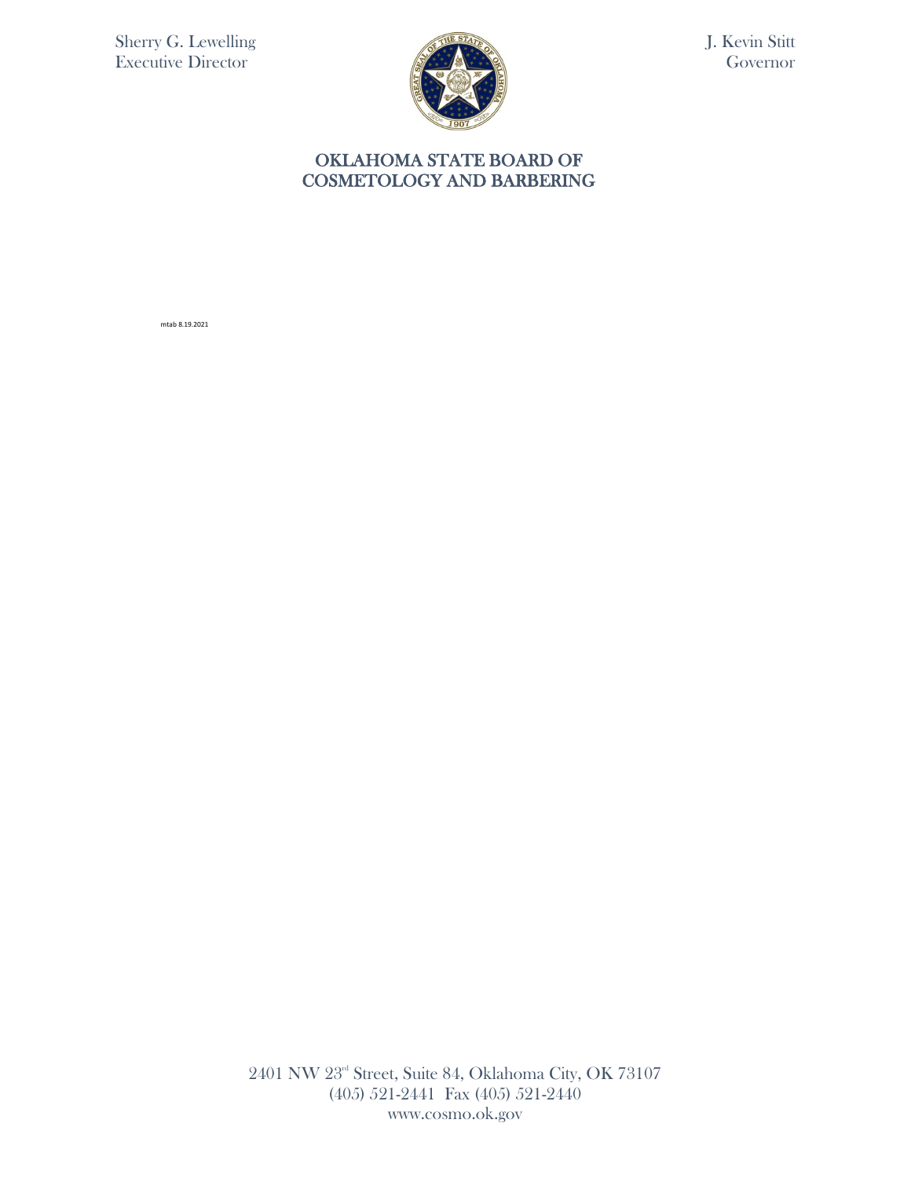Sherry G. Lewelling
Executive Director

J. Kevin Stitt
Governor

# OKLAHOMA STATE BOARD OF COSMETOLOGY AND BARBERING

mtab 8.19.2021

2401 NW 23rd Street, Suite 84, Oklahoma City, OK 73107
(405) 521-2441 Fax (405) 521-2440
www.cosmo.ok.gov